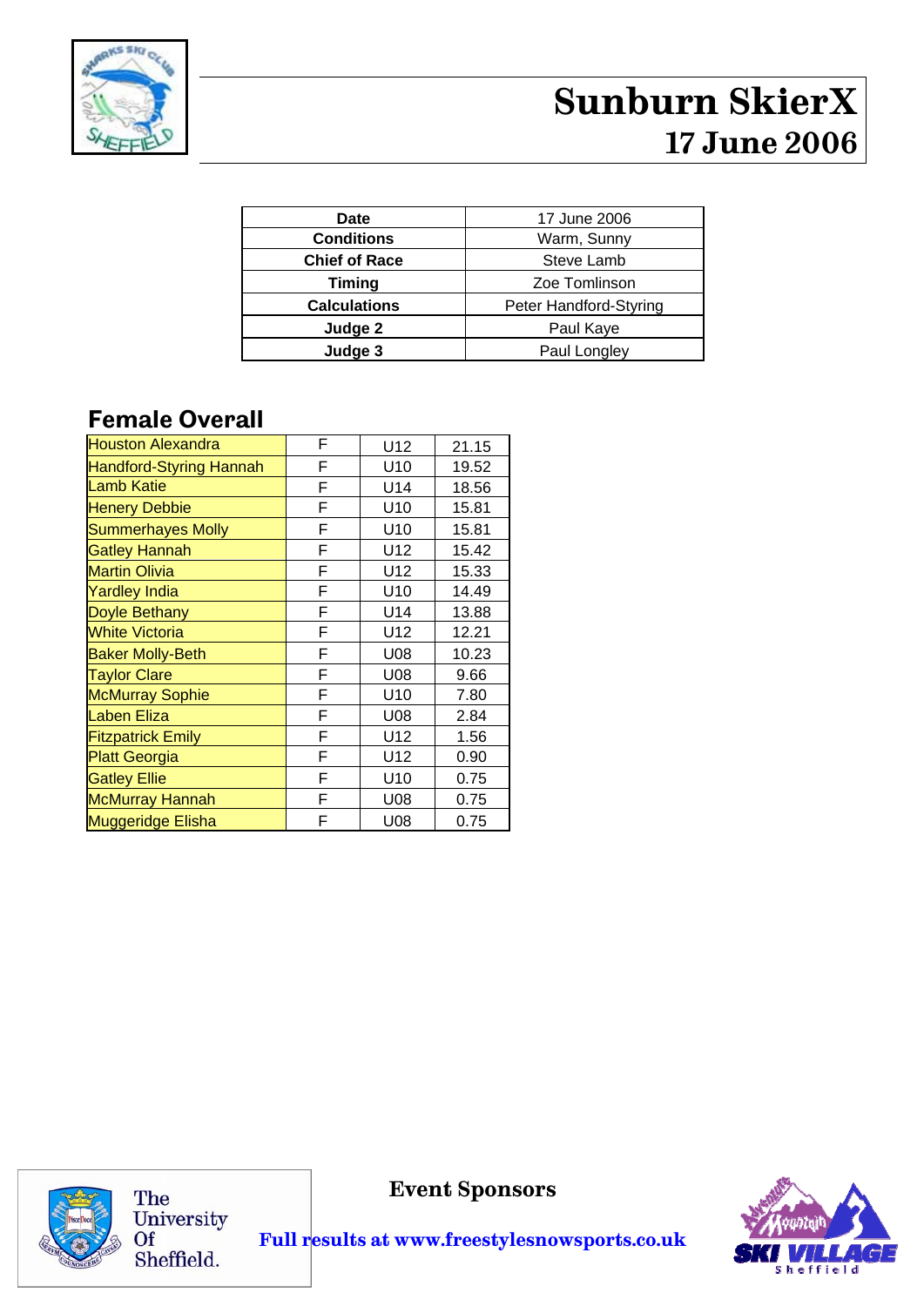# Sunburn SkierX

## 17 June 2006

| Date | 17 June 2006 |
|---|---|
| Conditions | Warm, Sunny |
| Chief of Race | Steve Lamb |
| Timing | Zoe Tomlinson |
| Calculations | Peter Handford-Styring |
| Judge 2 | Paul Kaye |
| Judge 3 | Paul Longley |

## Female Overall

| Name | Sex | Category | Score |
|---|---|---|---|
| Houston Alexandra | F | U12 | 21.15 |
| Handford-Styring Hannah | F | U10 | 19.52 |
| Lamb Katie | F | U14 | 18.56 |
| Henery Debbie | F | U10 | 15.81 |
| Summerhayes Molly | F | U10 | 15.81 |
| Gatley Hannah | F | U12 | 15.42 |
| Martin Olivia | F | U12 | 15.33 |
| Yardley India | F | U10 | 14.49 |
| Doyle Bethany | F | U14 | 13.88 |
| White Victoria | F | U12 | 12.21 |
| Baker Molly-Beth | F | U08 | 10.23 |
| Taylor Clare | F | U08 | 9.66 |
| McMurray Sophie | F | U10 | 7.80 |
| Laben Eliza | F | U08 | 2.84 |
| Fitzpatrick Emily | F | U12 | 1.56 |
| Platt Georgia | F | U12 | 0.90 |
| Gatley Ellie | F | U10 | 0.75 |
| McMurray Hannah | F | U08 | 0.75 |
| Muggeridge Elisha | F | U08 | 0.75 |

**Event Sponsors**

The University Of Sheffield.

**Full results at www.freestylesnowsports.co.uk**

Ski Village Sheffield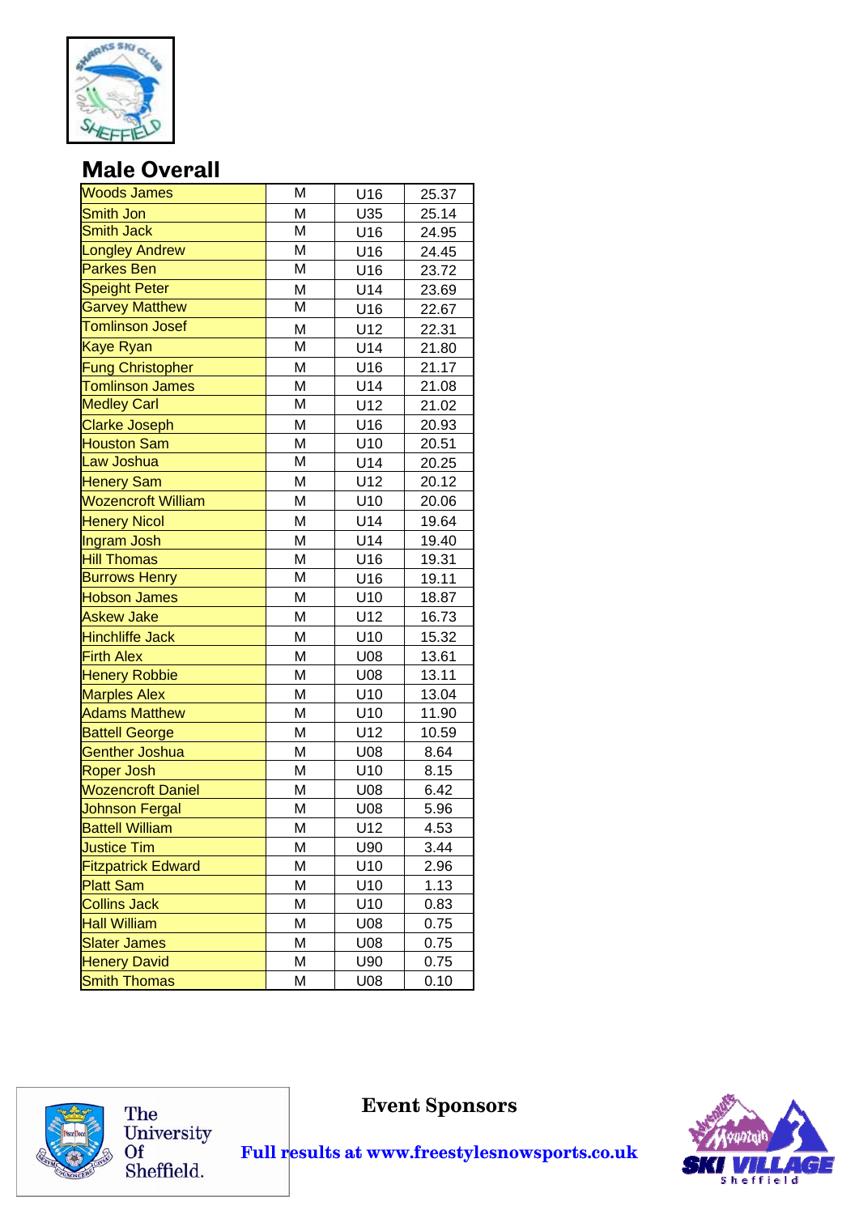## Male Overall

| Name | Gender | Age Group | Score |
|---|---|---|---|
| Woods James | M | U16 | 25.37 |
| Smith Jon | M | U35 | 25.14 |
| Smith Jack | M | U16 | 24.95 |
| Longley Andrew | M | U16 | 24.45 |
| Parkes Ben | M | U16 | 23.72 |
| Speight Peter | M | U14 | 23.69 |
| Garvey Matthew | M | U16 | 22.67 |
| Tomlinson Josef | M | U12 | 22.31 |
| Kaye Ryan | M | U14 | 21.80 |
| Fung Christopher | M | U16 | 21.17 |
| Tomlinson James | M | U14 | 21.08 |
| Medley Carl | M | U12 | 21.02 |
| Clarke Joseph | M | U16 | 20.93 |
| Houston Sam | M | U10 | 20.51 |
| Law Joshua | M | U14 | 20.25 |
| Henery Sam | M | U12 | 20.12 |
| Wozencroft William | M | U10 | 20.06 |
| Henery Nicol | M | U14 | 19.64 |
| Ingram Josh | M | U14 | 19.40 |
| Hill Thomas | M | U16 | 19.31 |
| Burrows Henry | M | U16 | 19.11 |
| Hobson James | M | U10 | 18.87 |
| Askew Jake | M | U12 | 16.73 |
| Hinchliffe Jack | M | U10 | 15.32 |
| Firth Alex | M | U08 | 13.61 |
| Henery Robbie | M | U08 | 13.11 |
| Marples Alex | M | U10 | 13.04 |
| Adams Matthew | M | U10 | 11.90 |
| Battell George | M | U12 | 10.59 |
| Genther Joshua | M | U08 | 8.64 |
| Roper Josh | M | U10 | 8.15 |
| Wozencroft Daniel | M | U08 | 6.42 |
| Johnson Fergal | M | U08 | 5.96 |
| Battell William | M | U12 | 4.53 |
| Justice Tim | M | U90 | 3.44 |
| Fitzpatrick Edward | M | U10 | 2.96 |
| Platt Sam | M | U10 | 1.13 |
| Collins Jack | M | U10 | 0.83 |
| Hall William | M | U08 | 0.75 |
| Slater James | M | U08 | 0.75 |
| Henery David | M | U90 | 0.75 |
| Smith Thomas | M | U08 | 0.10 |

**Event Sponsors**

**Full results at www.freestylesnowsports.co.uk**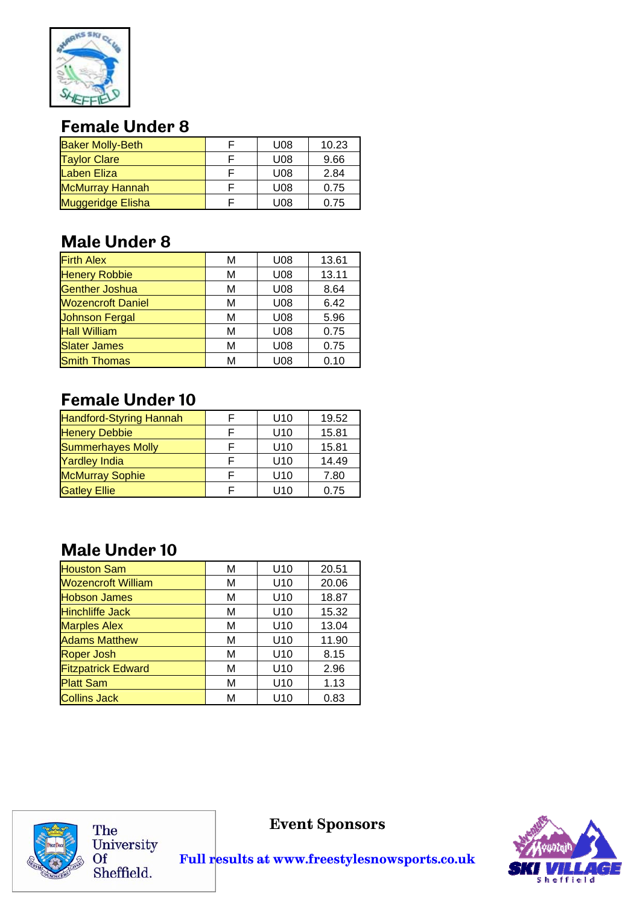## Female Under 8

| | | | |
|---|---|---|---|
| Baker Molly-Beth | F | U08 | 10.23 |
| Taylor Clare | F | U08 | 9.66 |
| Laben Eliza | F | U08 | 2.84 |
| McMurray Hannah | F | U08 | 0.75 |
| Muggeridge Elisha | F | U08 | 0.75 |

## Male Under 8

| | | | |
|---|---|---|---|
| Firth Alex | M | U08 | 13.61 |
| Henery Robbie | M | U08 | 13.11 |
| Genther Joshua | M | U08 | 8.64 |
| Wozencroft Daniel | M | U08 | 6.42 |
| Johnson Fergal | M | U08 | 5.96 |
| Hall William | M | U08 | 0.75 |
| Slater James | M | U08 | 0.75 |
| Smith Thomas | M | U08 | 0.10 |

## Female Under 10

| | | | |
|---|---|---|---|
| Handford-Styring Hannah | F | U10 | 19.52 |
| Henery Debbie | F | U10 | 15.81 |
| Summerhayes Molly | F | U10 | 15.81 |
| Yardley India | F | U10 | 14.49 |
| McMurray Sophie | F | U10 | 7.80 |
| Gatley Ellie | F | U10 | 0.75 |

## Male Under 10

| | | | |
|---|---|---|---|
| Houston Sam | M | U10 | 20.51 |
| Wozencroft William | M | U10 | 20.06 |
| Hobson James | M | U10 | 18.87 |
| Hinchliffe Jack | M | U10 | 15.32 |
| Marples Alex | M | U10 | 13.04 |
| Adams Matthew | M | U10 | 11.90 |
| Roper Josh | M | U10 | 8.15 |
| Fitzpatrick Edward | M | U10 | 2.96 |
| Platt Sam | M | U10 | 1.13 |
| Collins Jack | M | U10 | 0.83 |

The University Of Sheffield.

**Event Sponsors**

**Full results at www.freestylesnowsports.co.uk**

Ski Village Sheffield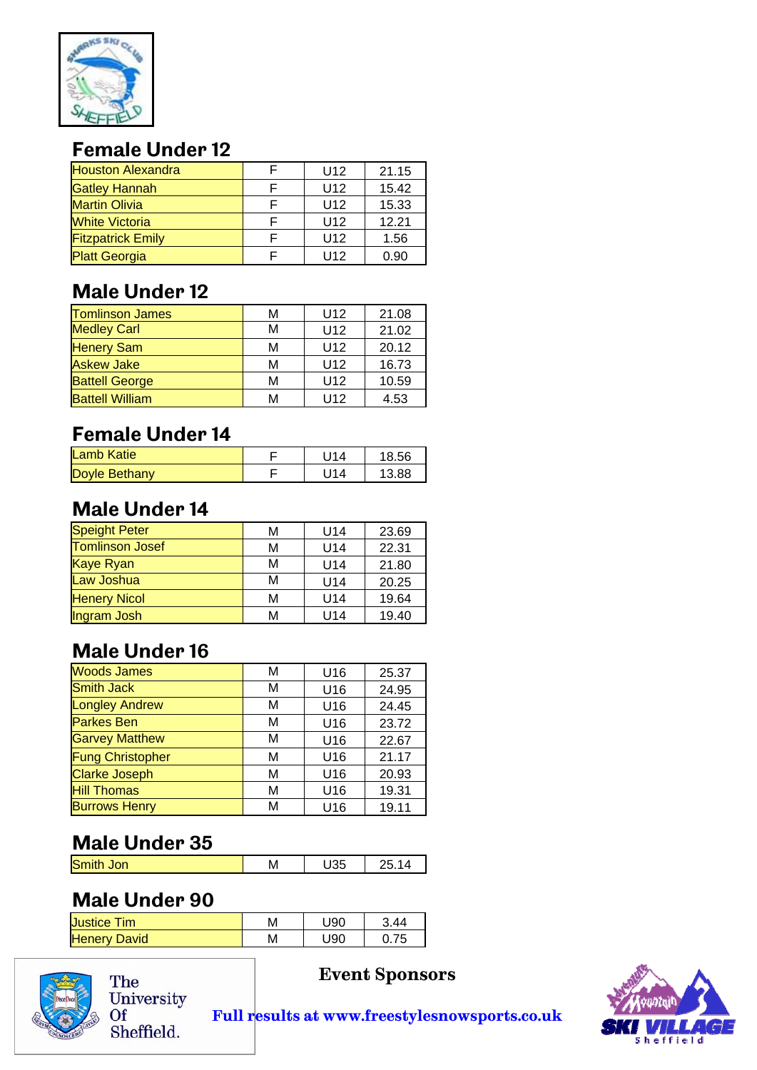## Female Under 12

| | | | |
|---|---|---|---|
| Houston Alexandra | F | U12 | 21.15 |
| Gatley Hannah | F | U12 | 15.42 |
| Martin Olivia | F | U12 | 15.33 |
| White Victoria | F | U12 | 12.21 |
| Fitzpatrick Emily | F | U12 | 1.56 |
| Platt Georgia | F | U12 | 0.90 |

## Male Under 12

| | | | |
|---|---|---|---|
| Tomlinson James | M | U12 | 21.08 |
| Medley Carl | M | U12 | 21.02 |
| Henery Sam | M | U12 | 20.12 |
| Askew Jake | M | U12 | 16.73 |
| Battell George | M | U12 | 10.59 |
| Battell William | M | U12 | 4.53 |

## Female Under 14

| | | | |
|---|---|---|---|
| Lamb Katie | F | U14 | 18.56 |
| Doyle Bethany | F | U14 | 13.88 |

## Male Under 14

| | | | |
|---|---|---|---|
| Speight Peter | M | U14 | 23.69 |
| Tomlinson Josef | M | U14 | 22.31 |
| Kaye Ryan | M | U14 | 21.80 |
| Law Joshua | M | U14 | 20.25 |
| Henery Nicol | M | U14 | 19.64 |
| Ingram Josh | M | U14 | 19.40 |

## Male Under 16

| | | | |
|---|---|---|---|
| Woods James | M | U16 | 25.37 |
| Smith Jack | M | U16 | 24.95 |
| Longley Andrew | M | U16 | 24.45 |
| Parkes Ben | M | U16 | 23.72 |
| Garvey Matthew | M | U16 | 22.67 |
| Fung Christopher | M | U16 | 21.17 |
| Clarke Joseph | M | U16 | 20.93 |
| Hill Thomas | M | U16 | 19.31 |
| Burrows Henry | M | U16 | 19.11 |

## Male Under 35

| | | | |
|---|---|---|---|
| Smith Jon | M | U35 | 25.14 |

## Male Under 90

| | | | |
|---|---|---|---|
| Justice Tim | M | U90 | 3.44 |
| Henery David | M | U90 | 0.75 |

The University Of Sheffield.

**Event Sponsors**

**Full results at www.freestylesnowsports.co.uk**